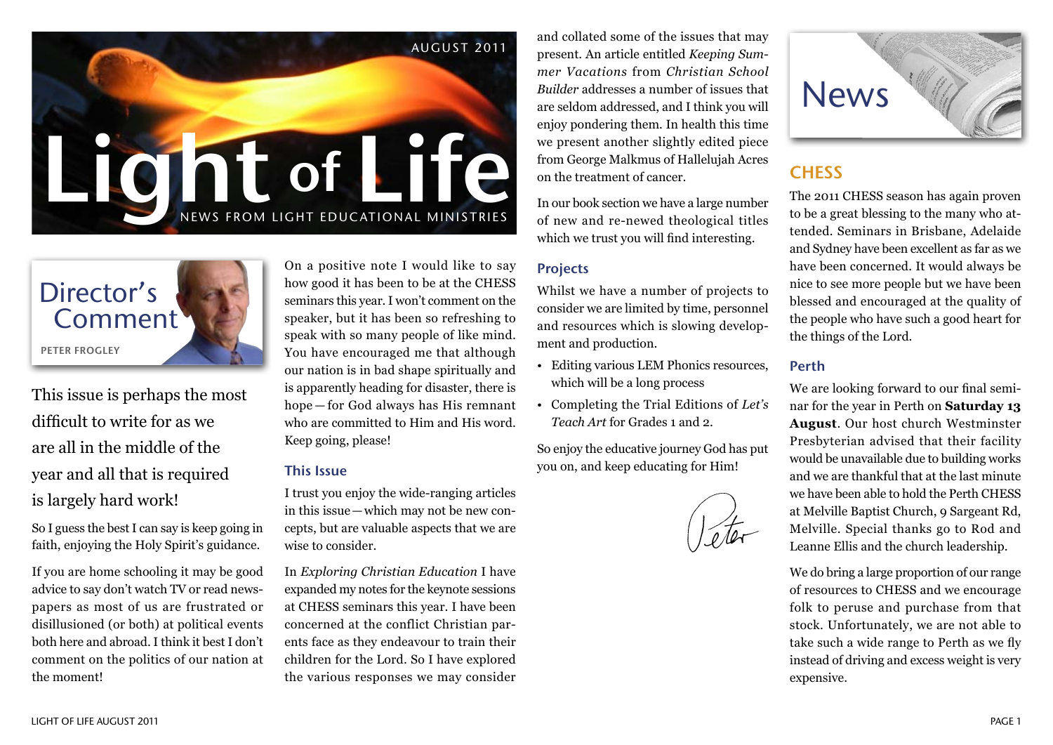AUGUST 2011

# Light of Life

NEWS FROM LIGHT EDUCATIONAL MINISTRIES

## Director's Comment

PETER FROGLEY

This issue is perhaps the most difficult to write for as we are all in the middle of the year and all that is required is largely hard work!

So I guess the best I can say is keep going in faith, enjoying the Holy Spirit's guidance.

If you are home schooling it may be good advice to say don't watch TV or read newspapers as most of us are frustrated or disillusioned (or both) at political events both here and abroad. I think it best I don't comment on the politics of our nation at the moment!

On a positive note I would like to say how good it has been to be at the CHESS seminars this year. I won't comment on the speaker, but it has been so refreshing to speak with so many people of like mind. You have encouraged me that although our nation is in bad shape spiritually and is apparently heading for disaster, there is hope — for God always has His remnant who are committed to Him and His word. Keep going, please!

### This Issue

I trust you enjoy the wide-ranging articles in this issue — which may not be new concepts, but are valuable aspects that we are wise to consider.

In *Exploring Christian Education* I have expanded my notes for the keynote sessions at CHESS seminars this year. I have been concerned at the conflict Christian parents face as they endeavour to train their children for the Lord. So I have explored the various responses we may consider and collated some of the issues that may present. An article entitled *Keeping Summer Vacations* from *Christian School Builder* addresses a number of issues that are seldom addressed, and I think you will enjoy pondering them. In health this time we present another slightly edited piece from George Malkmus of Hallelujah Acres on the treatment of cancer.

In our book section we have a large number of new and re-newed theological titles which we trust you will find interesting.

### Projects

Whilst we have a number of projects to consider we are limited by time, personnel and resources which is slowing development and production.

- Editing various LEM Phonics resources, which will be a long process
- Completing the Trial Editions of *Let's Teach Art* for Grades 1 and 2.

So enjoy the educative journey God has put you on, and keep educating for Him!

Peter

## News

### CHESS

The 2011 CHESS season has again proven to be a great blessing to the many who attended. Seminars in Brisbane, Adelaide and Sydney have been excellent as far as we have been concerned. It would always be nice to see more people but we have been blessed and encouraged at the quality of the people who have such a good heart for the things of the Lord.

### Perth

We are looking forward to our final seminar for the year in Perth on **Saturday 13 August**. Our host church Westminster Presbyterian advised that their facility would be unavailable due to building works and we are thankful that at the last minute we have been able to hold the Perth CHESS at Melville Baptist Church, 9 Sargeant Rd, Melville. Special thanks go to Rod and Leanne Ellis and the church leadership.

We do bring a large proportion of our range of resources to CHESS and we encourage folk to peruse and purchase from that stock. Unfortunately, we are not able to take such a wide range to Perth as we fly instead of driving and excess weight is very expensive.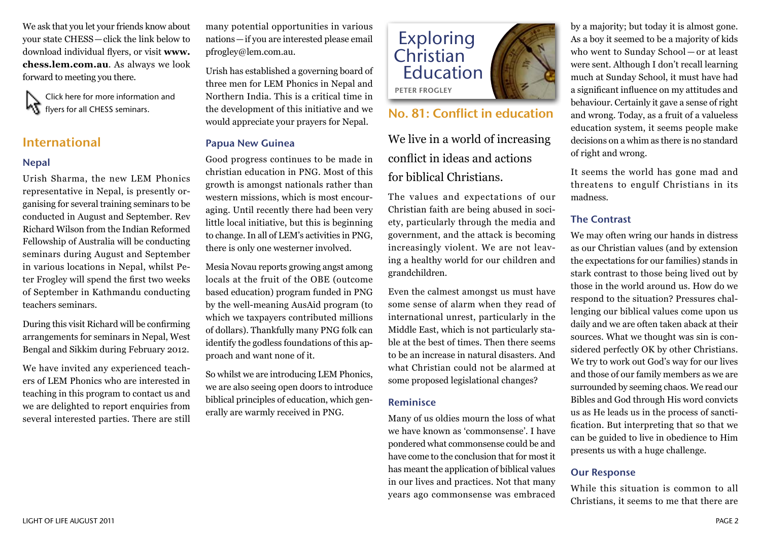We ask that you let your friends know about your state CHESS—click the link below to download individual flyers, or visit **www.chess.lem.com.au**. As always we look forward to meeting you there.

Click here for more information and flyers for all CHESS seminars.

## International

### Nepal

Urish Sharma, the new LEM Phonics representative in Nepal, is presently organising for several training seminars to be conducted in August and September. Rev Richard Wilson from the Indian Reformed Fellowship of Australia will be conducting seminars during August and September in various locations in Nepal, whilst Peter Frogley will spend the first two weeks of September in Kathmandu conducting teachers seminars.

During this visit Richard will be confirming arrangements for seminars in Nepal, West Bengal and Sikkim during February 2012.

We have invited any experienced teachers of LEM Phonics who are interested in teaching in this program to contact us and we are delighted to report enquiries from several interested parties. There are still many potential opportunities in various nations—if you are interested please email pfrogley@lem.com.au.

Urish has established a governing board of three men for LEM Phonics in Nepal and Northern India. This is a critical time in the development of this initiative and we would appreciate your prayers for Nepal.

### Papua New Guinea

Good progress continues to be made in christian education in PNG. Most of this growth is amongst nationals rather than western missions, which is most encouraging. Until recently there had been very little local initiative, but this is beginning to change. In all of LEM's activities in PNG, there is only one westerner involved.

Mesia Novau reports growing angst among locals at the fruit of the OBE (outcome based education) program funded in PNG by the well-meaning AusAid program (to which we taxpayers contributed millions of dollars). Thankfully many PNG folk can identify the godless foundations of this approach and want none of it.

So whilst we are introducing LEM Phonics, we are also seeing open doors to introduce biblical principles of education, which generally are warmly received in PNG.

## Exploring Christian Education

PETER FROGLEY

## No. 81: Conflict in education

We live in a world of increasing conflict in ideas and actions for biblical Christians.

The values and expectations of our Christian faith are being abused in society, particularly through the media and government, and the attack is becoming increasingly violent. We are not leaving a healthy world for our children and grandchildren.

Even the calmest amongst us must have some sense of alarm when they read of international unrest, particularly in the Middle East, which is not particularly stable at the best of times. Then there seems to be an increase in natural disasters. And what Christian could not be alarmed at some proposed legislational changes?

### Reminisce

Many of us oldies mourn the loss of what we have known as 'commonsense'. I have pondered what commonsense could be and have come to the conclusion that for most it has meant the application of biblical values in our lives and practices. Not that many years ago commonsense was embraced by a majority; but today it is almost gone. As a boy it seemed to be a majority of kids who went to Sunday School—or at least were sent. Although I don't recall learning much at Sunday School, it must have had a significant influence on my attitudes and behaviour. Certainly it gave a sense of right and wrong. Today, as a fruit of a valueless education system, it seems people make decisions on a whim as there is no standard of right and wrong.

It seems the world has gone mad and threatens to engulf Christians in its madness.

### The Contrast

We may often wring our hands in distress as our Christian values (and by extension the expectations for our families) stands in stark contrast to those being lived out by those in the world around us. How do we respond to the situation? Pressures challenging our biblical values come upon us daily and we are often taken aback at their sources. What we thought was sin is considered perfectly OK by other Christians. We try to work out God's way for our lives and those of our family members as we are surrounded by seeming chaos. We read our Bibles and God through His word convicts us as He leads us in the process of sanctification. But interpreting that so that we can be guided to live in obedience to Him presents us with a huge challenge.

### Our Response

While this situation is common to all Christians, it seems to me that there are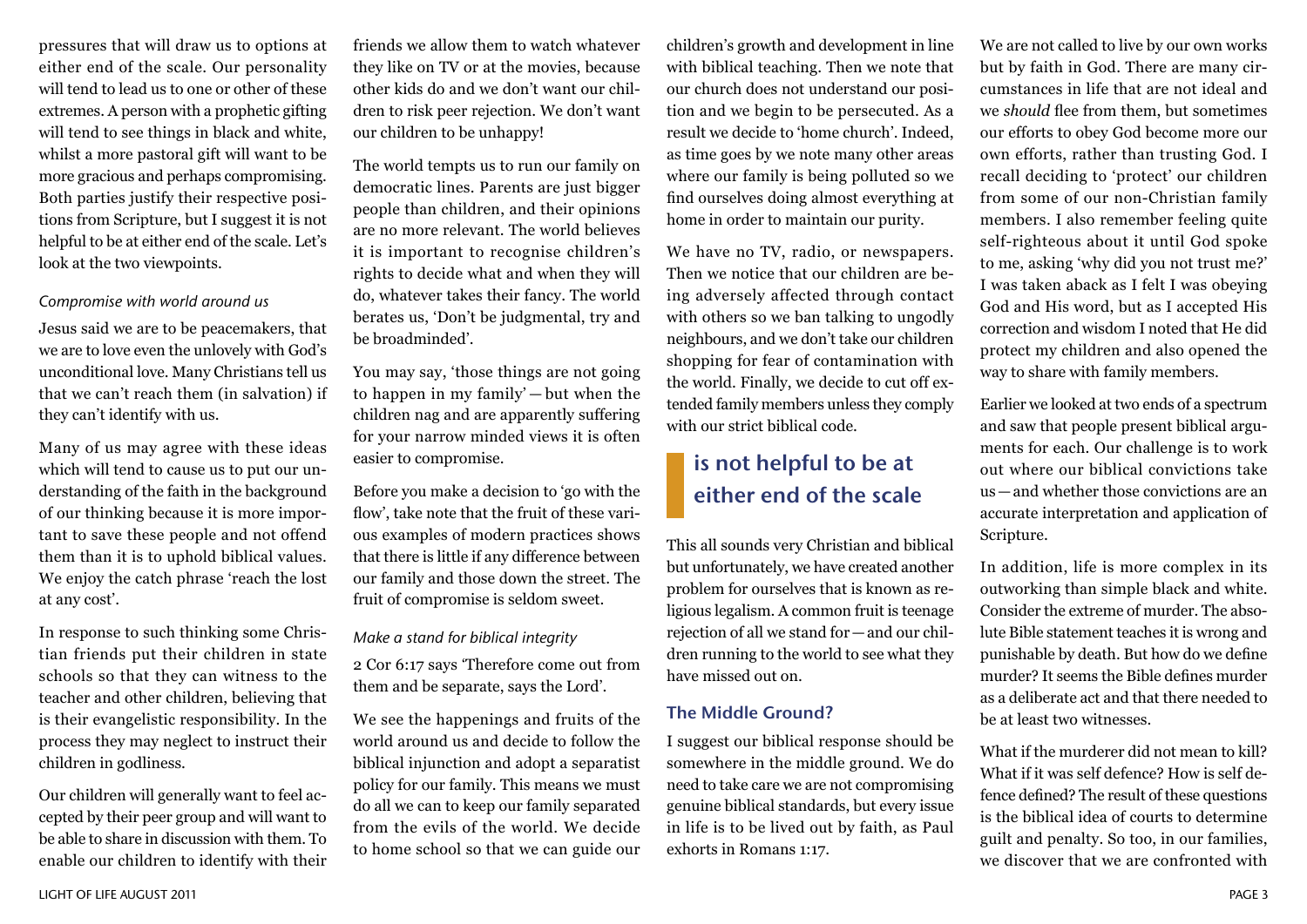pressures that will draw us to options at either end of the scale. Our personality will tend to lead us to one or other of these extremes. A person with a prophetic gifting will tend to see things in black and white, whilst a more pastoral gift will want to be more gracious and perhaps compromising. Both parties justify their respective positions from Scripture, but I suggest it is not helpful to be at either end of the scale. Let's look at the two viewpoints.

*Compromise with world around us*

Jesus said we are to be peacemakers, that we are to love even the unlovely with God's unconditional love. Many Christians tell us that we can't reach them (in salvation) if they can't identify with us.

Many of us may agree with these ideas which will tend to cause us to put our understanding of the faith in the background of our thinking because it is more important to save these people and not offend them than it is to uphold biblical values. We enjoy the catch phrase 'reach the lost at any cost'.

In response to such thinking some Christian friends put their children in state schools so that they can witness to the teacher and other children, believing that is their evangelistic responsibility. In the process they may neglect to instruct their children in godliness.

Our children will generally want to feel accepted by their peer group and will want to be able to share in discussion with them. To enable our children to identify with their friends we allow them to watch whatever they like on TV or at the movies, because other kids do and we don't want our children to risk peer rejection. We don't want our children to be unhappy!

The world tempts us to run our family on democratic lines. Parents are just bigger people than children, and their opinions are no more relevant. The world believes it is important to recognise children's rights to decide what and when they will do, whatever takes their fancy. The world berates us, 'Don't be judgmental, try and be broadminded'.

You may say, 'those things are not going to happen in my family' — but when the children nag and are apparently suffering for your narrow minded views it is often easier to compromise.

Before you make a decision to 'go with the flow', take note that the fruit of these various examples of modern practices shows that there is little if any difference between our family and those down the street. The fruit of compromise is seldom sweet.

*Make a stand for biblical integrity*

2 Cor 6:17 says 'Therefore come out from them and be separate, says the Lord'.

We see the happenings and fruits of the world around us and decide to follow the biblical injunction and adopt a separatist policy for our family. This means we must do all we can to keep our family separated from the evils of the world. We decide to home school so that we can guide our children's growth and development in line with biblical teaching. Then we note that our church does not understand our position and we begin to be persecuted. As a result we decide to 'home church'. Indeed, as time goes by we note many other areas where our family is being polluted so we find ourselves doing almost everything at home in order to maintain our purity.

We have no TV, radio, or newspapers. Then we notice that our children are being adversely affected through contact with others so we ban talking to ungodly neighbours, and we don't take our children shopping for fear of contamination with the world. Finally, we decide to cut off extended family members unless they comply with our strict biblical code.

> **is not helpful to be at either end of the scale**

This all sounds very Christian and biblical but unfortunately, we have created another problem for ourselves that is known as religious legalism. A common fruit is teenage rejection of all we stand for — and our children running to the world to see what they have missed out on.

### The Middle Ground?

I suggest our biblical response should be somewhere in the middle ground. We do need to take care we are not compromising genuine biblical standards, but every issue in life is to be lived out by faith, as Paul exhorts in Romans 1:17.

We are not called to live by our own works but by faith in God. There are many circumstances in life that are not ideal and we *should* flee from them, but sometimes our efforts to obey God become more our own efforts, rather than trusting God. I recall deciding to 'protect' our children from some of our non-Christian family members. I also remember feeling quite self-righteous about it until God spoke to me, asking 'why did you not trust me?' I was taken aback as I felt I was obeying God and His word, but as I accepted His correction and wisdom I noted that He did protect my children and also opened the way to share with family members.

Earlier we looked at two ends of a spectrum and saw that people present biblical arguments for each. Our challenge is to work out where our biblical convictions take us — and whether those convictions are an accurate interpretation and application of Scripture.

In addition, life is more complex in its outworking than simple black and white. Consider the extreme of murder. The absolute Bible statement teaches it is wrong and punishable by death. But how do we define murder? It seems the Bible defines murder as a deliberate act and that there needed to be at least two witnesses.

What if the murderer did not mean to kill? What if it was self defence? How is self defence defined? The result of these questions is the biblical idea of courts to determine guilt and penalty. So too, in our families, we discover that we are confronted with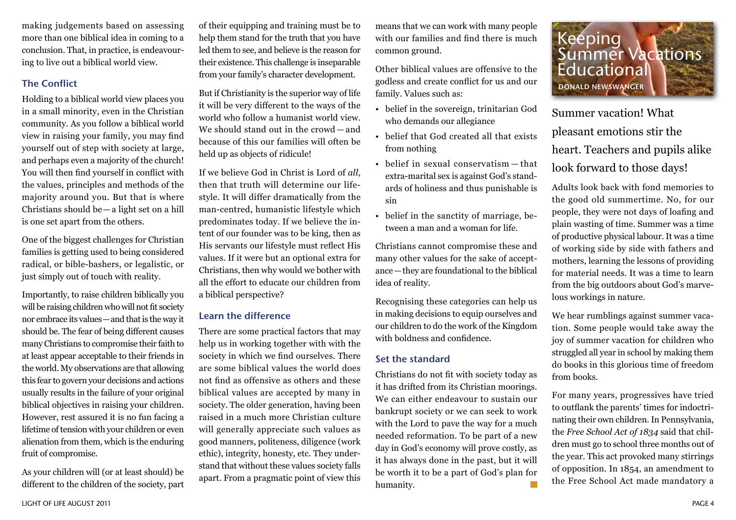making judgements based on assessing more than one biblical idea in coming to a conclusion. That, in practice, is endeavouring to live out a biblical world view.

### The Conflict

Holding to a biblical world view places you in a small minority, even in the Christian community. As you follow a biblical world view in raising your family, you may find yourself out of step with society at large, and perhaps even a majority of the church! You will then find yourself in conflict with the values, principles and methods of the majority around you. But that is where Christians should be—a light set on a hill is one set apart from the others.

One of the biggest challenges for Christian families is getting used to being considered radical, or bible-bashers, or legalistic, or just simply out of touch with reality.

Importantly, to raise children biblically you will be raising children who will not fit society nor embrace its values—and that is the way it should be. The fear of being different causes many Christians to compromise their faith to at least appear acceptable to their friends in the world. My observations are that allowing this fear to govern your decisions and actions usually results in the failure of your original biblical objectives in raising your children. However, rest assured it is no fun facing a lifetime of tension with your children or even alienation from them, which is the enduring fruit of compromise.

As your children will (or at least should) be different to the children of the society, part of their equipping and training must be to help them stand for the truth that you have led them to see, and believe is the reason for their existence. This challenge is inseparable from your family's character development.

But if Christianity is the superior way of life it will be very different to the ways of the world who follow a humanist world view. We should stand out in the crowd—and because of this our families will often be held up as objects of ridicule!

If we believe God in Christ is Lord of *all*, then that truth will determine our lifestyle. It will differ dramatically from the man-centred, humanistic lifestyle which predominates today. If we believe the intent of our founder was to be king, then as His servants our lifestyle must reflect His values. If it were but an optional extra for Christians, then why would we bother with all the effort to educate our children from a biblical perspective?

### Learn the difference

There are some practical factors that may help us in working together with with the society in which we find ourselves. There are some biblical values the world does not find as offensive as others and these biblical values are accepted by many in society. The older generation, having been raised in a much more Christian culture will generally appreciate such values as good manners, politeness, diligence (work ethic), integrity, honesty, etc. They understand that without these values society falls apart. From a pragmatic point of view this means that we can work with many people with our families and find there is much common ground.

Other biblical values are offensive to the godless and create conflict for us and our family. Values such as:

- belief in the sovereign, trinitarian God who demands our allegiance
- belief that God created all that exists from nothing
- belief in sexual conservatism—that extra-marital sex is against God's standards of holiness and thus punishable is sin
- belief in the sanctity of marriage, between a man and a woman for life.

Christians cannot compromise these and many other values for the sake of acceptance—they are foundational to the biblical idea of reality.

Recognising these categories can help us in making decisions to equip ourselves and our children to do the work of the Kingdom with boldness and confidence.

### Set the standard

Christians do not fit with society today as it has drifted from its Christian moorings. We can either endeavour to sustain our bankrupt society or we can seek to work with the Lord to pave the way for a much needed reformation. To be part of a new day in God's economy will prove costly, as it has always done in the past, but it will be worth it to be a part of God's plan for humanity.

## Keeping Summer Vacations Educational

DONALD NEWSWANGER

Summer vacation! What pleasant emotions stir the heart. Teachers and pupils alike look forward to those days!

Adults look back with fond memories to the good old summertime. No, for our people, they were not days of loafing and plain wasting of time. Summer was a time of productive physical labour. It was a time of working side by side with fathers and mothers, learning the lessons of providing for material needs. It was a time to learn from the big outdoors about God's marvelous workings in nature.

We hear rumblings against summer vacation. Some people would take away the joy of summer vacation for children who struggled all year in school by making them do books in this glorious time of freedom from books.

For many years, progressives have tried to outflank the parents' times for indoctrinating their own children. In Pennsylvania, the *Free School Act of 1834* said that children must go to school three months out of the year. This act provoked many stirrings of opposition. In 1854, an amendment to the Free School Act made mandatory a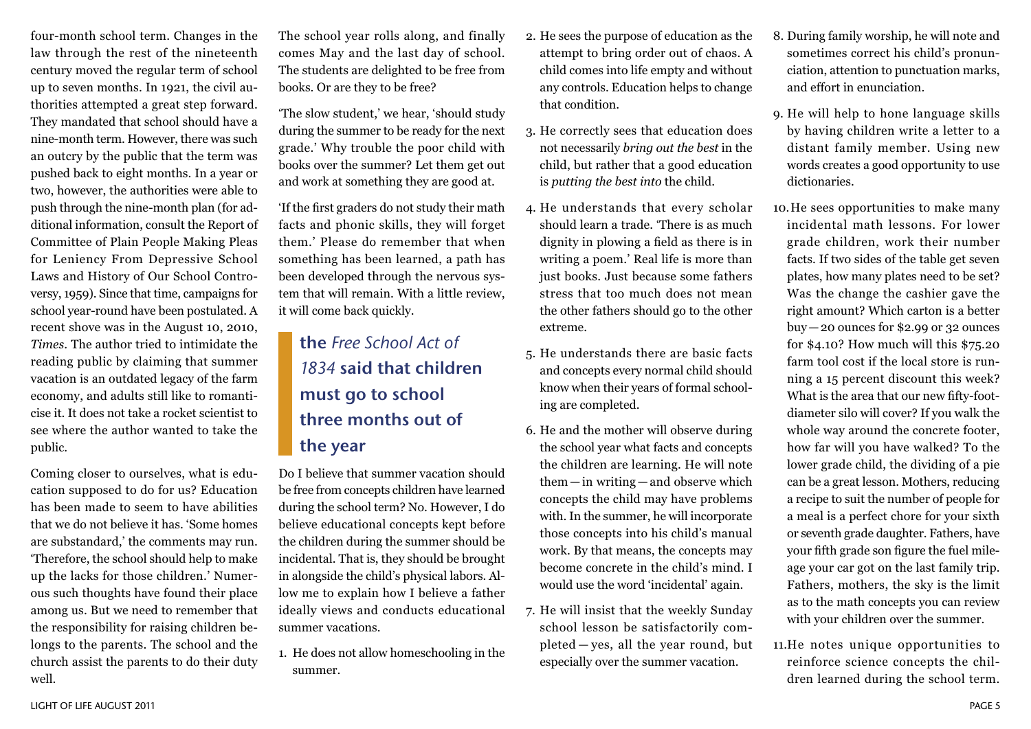four-month school term. Changes in the law through the rest of the nineteenth century moved the regular term of school up to seven months. In 1921, the civil authorities attempted a great step forward. They mandated that school should have a nine-month term. However, there was such an outcry by the public that the term was pushed back to eight months. In a year or two, however, the authorities were able to push through the nine-month plan (for additional information, consult the Report of Committee of Plain People Making Pleas for Leniency From Depressive School Laws and History of Our School Controversy, 1959). Since that time, campaigns for school year-round have been postulated. A recent shove was in the August 10, 2010, *Times*. The author tried to intimidate the reading public by claiming that summer vacation is an outdated legacy of the farm economy, and adults still like to romanticise it. It does not take a rocket scientist to see where the author wanted to take the public.

Coming closer to ourselves, what is education supposed to do for us? Education has been made to seem to have abilities that we do not believe it has. 'Some homes are substandard,' the comments may run. 'Therefore, the school should help to make up the lacks for those children.' Numerous such thoughts have found their place among us. But we need to remember that the responsibility for raising children belongs to the parents. The school and the church assist the parents to do their duty well.

The school year rolls along, and finally comes May and the last day of school. The students are delighted to be free from books. Or are they to be free?

'The slow student,' we hear, 'should study during the summer to be ready for the next grade.' Why trouble the poor child with books over the summer? Let them get out and work at something they are good at.

'If the first graders do not study their math facts and phonic skills, they will forget them.' Please do remember that when something has been learned, a path has been developed through the nervous system that will remain. With a little review, it will come back quickly.

> **the *Free School Act of 1834* said that children must go to school three months out of the year**

Do I believe that summer vacation should be free from concepts children have learned during the school term? No. However, I do believe educational concepts kept before the children during the summer should be incidental. That is, they should be brought in alongside the child's physical labors. Allow me to explain how I believe a father ideally views and conducts educational summer vacations.

1. He does not allow homeschooling in the summer.
2. He sees the purpose of education as the attempt to bring order out of chaos. A child comes into life empty and without any controls. Education helps to change that condition.
3. He correctly sees that education does not necessarily *bring out the best* in the child, but rather that a good education is *putting the best into* the child.
4. He understands that every scholar should learn a trade. 'There is as much dignity in plowing a field as there is in writing a poem.' Real life is more than just books. Just because some fathers stress that too much does not mean the other fathers should go to the other extreme.
5. He understands there are basic facts and concepts every normal child should know when their years of formal schooling are completed.
6. He and the mother will observe during the school year what facts and concepts the children are learning. He will note them — in writing — and observe which concepts the child may have problems with. In the summer, he will incorporate those concepts into his child's manual work. By that means, the concepts may become concrete in the child's mind. I would use the word 'incidental' again.
7. He will insist that the weekly Sunday school lesson be satisfactorily completed — yes, all the year round, but especially over the summer vacation.
8. During family worship, he will note and sometimes correct his child's pronunciation, attention to punctuation marks, and effort in enunciation.
9. He will help to hone language skills by having children write a letter to a distant family member. Using new words creates a good opportunity to use dictionaries.
10. He sees opportunities to make many incidental math lessons. For lower grade children, work their number facts. If two sides of the table get seven plates, how many plates need to be set? Was the change the cashier gave the right amount? Which carton is a better buy — 20 ounces for $2.99 or 32 ounces for $4.10? How much will this $75.20 farm tool cost if the local store is running a 15 percent discount this week? What is the area that our new fifty-foot-diameter silo will cover? If you walk the whole way around the concrete footer, how far will you have walked? To the lower grade child, the dividing of a pie can be a great lesson. Mothers, reducing a recipe to suit the number of people for a meal is a perfect chore for your sixth or seventh grade daughter. Fathers, have your fifth grade son figure the fuel mileage your car got on the last family trip. Fathers, mothers, the sky is the limit as to the math concepts you can review with your children over the summer.
11. He notes unique opportunities to reinforce science concepts the children learned during the school term.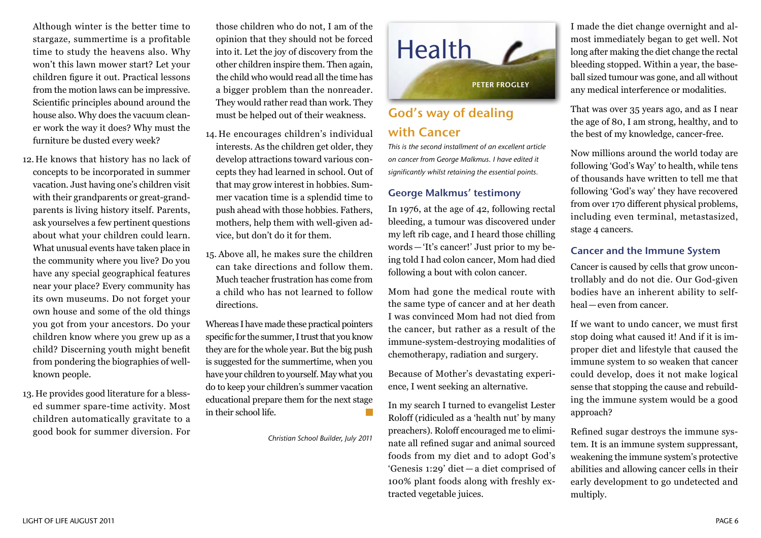Although winter is the better time to stargaze, summertime is a profitable time to study the heavens also. Why won't this lawn mower start? Let your children figure it out. Practical lessons from the motion laws can be impressive. Scientific principles abound around the house also. Why does the vacuum cleaner work the way it does? Why must the furniture be dusted every week?

12. He knows that history has no lack of concepts to be incorporated in summer vacation. Just having one's children visit with their grandparents or great-grandparents is living history itself. Parents, ask yourselves a few pertinent questions about what your children could learn. What unusual events have taken place in the community where you live? Do you have any special geographical features near your place? Every community has its own museums. Do not forget your own house and some of the old things you got from your ancestors. Do your children know where you grew up as a child? Discerning youth might benefit from pondering the biographies of well-known people.

13. He provides good literature for a blessed summer spare-time activity. Most children automatically gravitate to a good book for summer diversion. For those children who do not, I am of the opinion that they should not be forced into it. Let the joy of discovery from the other children inspire them. Then again, the child who would read all the time has a bigger problem than the nonreader. They would rather read than work. They must be helped out of their weakness.

14. He encourages children's individual interests. As the children get older, they develop attractions toward various concepts they had learned in school. Out of that may grow interest in hobbies. Summer vacation time is a splendid time to push ahead with those hobbies. Fathers, mothers, help them with well-given advice, but don't do it for them.

15. Above all, he makes sure the children can take directions and follow them. Much teacher frustration has come from a child who has not learned to follow directions.

Whereas I have made these practical pointers specific for the summer, I trust that you know they are for the whole year. But the big push is suggested for the summertime, when you have your children to yourself. May what you do to keep your children's summer vacation educational prepare them for the next stage in their school life.

*Christian School Builder, July 2011*

# Health

PETER FROGLEY

## God's way of dealing with Cancer

*This is the second installment of an excellent article on cancer from George Malkmus. I have edited it significantly whilst retaining the essential points.*

### George Malkmus' testimony

In 1976, at the age of 42, following rectal bleeding, a tumour was discovered under my left rib cage, and I heard those chilling words—'It's cancer!' Just prior to my being told I had colon cancer, Mom had died following a bout with colon cancer.

Mom had gone the medical route with the same type of cancer and at her death I was convinced Mom had not died from the cancer, but rather as a result of the immune-system-destroying modalities of chemotherapy, radiation and surgery.

Because of Mother's devastating experience, I went seeking an alternative.

In my search I turned to evangelist Lester Roloff (ridiculed as a 'health nut' by many preachers). Roloff encouraged me to eliminate all refined sugar and animal sourced foods from my diet and to adopt God's 'Genesis 1:29' diet—a diet comprised of 100% plant foods along with freshly extracted vegetable juices.

I made the diet change overnight and almost immediately began to get well. Not long after making the diet change the rectal bleeding stopped. Within a year, the baseball sized tumour was gone, and all without any medical interference or modalities.

That was over 35 years ago, and as I near the age of 80, I am strong, healthy, and to the best of my knowledge, cancer-free.

Now millions around the world today are following 'God's Way' to health, while tens of thousands have written to tell me that following 'God's way' they have recovered from over 170 different physical problems, including even terminal, metastasized, stage 4 cancers.

### Cancer and the Immune System

Cancer is caused by cells that grow uncontrollably and do not die. Our God-given bodies have an inherent ability to self-heal—even from cancer.

If we want to undo cancer, we must first stop doing what caused it! And if it is improper diet and lifestyle that caused the immune system to so weaken that cancer could develop, does it not make logical sense that stopping the cause and rebuilding the immune system would be a good approach?

Refined sugar destroys the immune system. It is an immune system suppressant, weakening the immune system's protective abilities and allowing cancer cells in their early development to go undetected and multiply.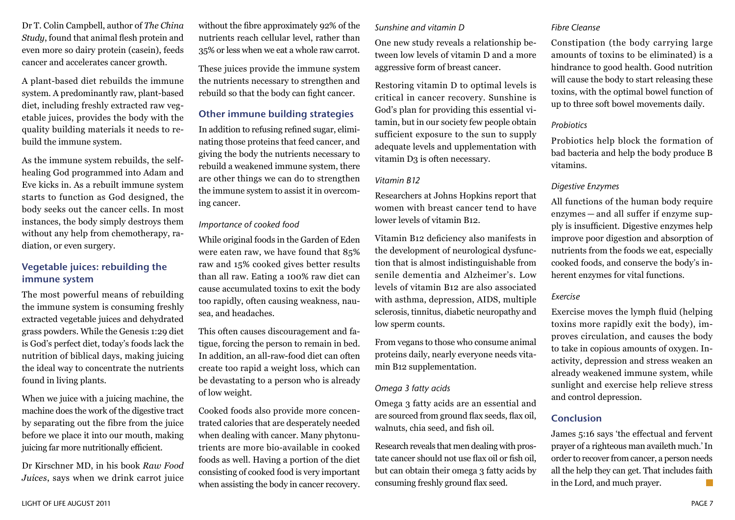Dr T. Colin Campbell, author of *The China Study*, found that animal flesh protein and even more so dairy protein (casein), feeds cancer and accelerates cancer growth.

A plant-based diet rebuilds the immune system. A predominantly raw, plant-based diet, including freshly extracted raw vegetable juices, provides the body with the quality building materials it needs to rebuild the immune system.

As the immune system rebuilds, the self-healing God programmed into Adam and Eve kicks in. As a rebuilt immune system starts to function as God designed, the body seeks out the cancer cells. In most instances, the body simply destroys them without any help from chemotherapy, radiation, or even surgery.

## Vegetable juices: rebuilding the immune system

The most powerful means of rebuilding the immune system is consuming freshly extracted vegetable juices and dehydrated grass powders. While the Genesis 1:29 diet is God's perfect diet, today's foods lack the nutrition of biblical days, making juicing the ideal way to concentrate the nutrients found in living plants.

When we juice with a juicing machine, the machine does the work of the digestive tract by separating out the fibre from the juice before we place it into our mouth, making juicing far more nutritionally efficient.

Dr Kirschner MD, in his book *Raw Food Juices*, says when we drink carrot juice without the fibre approximately 92% of the nutrients reach cellular level, rather than 35% or less when we eat a whole raw carrot.

These juices provide the immune system the nutrients necessary to strengthen and rebuild so that the body can fight cancer.

## Other immune building strategies

In addition to refusing refined sugar, eliminating those proteins that feed cancer, and giving the body the nutrients necessary to rebuild a weakened immune system, there are other things we can do to strengthen the immune system to assist it in overcoming cancer.

### *Importance of cooked food*

While original foods in the Garden of Eden were eaten raw, we have found that 85% raw and 15% cooked gives better results than all raw. Eating a 100% raw diet can cause accumulated toxins to exit the body too rapidly, often causing weakness, nausea, and headaches.

This often causes discouragement and fatigue, forcing the person to remain in bed. In addition, an all-raw-food diet can often create too rapid a weight loss, which can be devastating to a person who is already of low weight.

Cooked foods also provide more concentrated calories that are desperately needed when dealing with cancer. Many phytonutrients are more bio-available in cooked foods as well. Having a portion of the diet consisting of cooked food is very important when assisting the body in cancer recovery.

### *Sunshine and vitamin D*

One new study reveals a relationship between low levels of vitamin D and a more aggressive form of breast cancer.

Restoring vitamin D to optimal levels is critical in cancer recovery. Sunshine is God's plan for providing this essential vitamin, but in our society few people obtain sufficient exposure to the sun to supply adequate levels and upplementation with vitamin D3 is often necessary.

### *Vitamin B12*

Researchers at Johns Hopkins report that women with breast cancer tend to have lower levels of vitamin B12.

Vitamin B12 deficiency also manifests in the development of neurological dysfunction that is almost indistinguishable from senile dementia and Alzheimer's. Low levels of vitamin B12 are also associated with asthma, depression, AIDS, multiple sclerosis, tinnitus, diabetic neuropathy and low sperm counts.

From vegans to those who consume animal proteins daily, nearly everyone needs vitamin B12 supplementation.

### *Omega 3 fatty acids*

Omega 3 fatty acids are an essential and are sourced from ground flax seeds, flax oil, walnuts, chia seed, and fish oil.

Research reveals that men dealing with prostate cancer should not use flax oil or fish oil, but can obtain their omega 3 fatty acids by consuming freshly ground flax seed.

### *Fibre Cleanse*

Constipation (the body carrying large amounts of toxins to be eliminated) is a hindrance to good health. Good nutrition will cause the body to start releasing these toxins, with the optimal bowel function of up to three soft bowel movements daily.

### *Probiotics*

Probiotics help block the formation of bad bacteria and help the body produce B vitamins.

### *Digestive Enzymes*

All functions of the human body require enzymes — and all suffer if enzyme supply is insufficient. Digestive enzymes help improve poor digestion and absorption of nutrients from the foods we eat, especially cooked foods, and conserve the body's inherent enzymes for vital functions.

### *Exercise*

Exercise moves the lymph fluid (helping toxins more rapidly exit the body), improves circulation, and causes the body to take in copious amounts of oxygen. Inactivity, depression and stress weaken an already weakened immune system, while sunlight and exercise help relieve stress and control depression.

## Conclusion

James 5:16 says 'the effectual and fervent prayer of a righteous man availeth much.' In order to recover from cancer, a person needs all the help they can get. That includes faith in the Lord, and much prayer.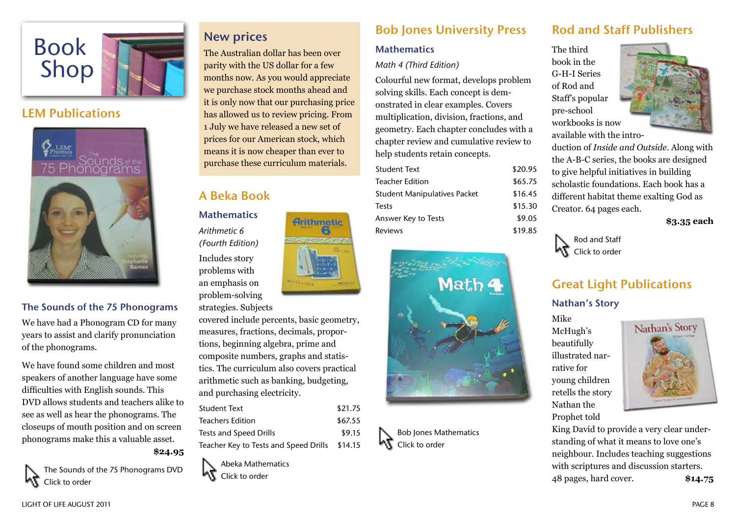# Book Shop

## LEM Publications

### The Sounds of the 75 Phonograms

We have had a Phonogram CD for many years to assist and clarify pronunciation of the phonograms.

We have found some children and most speakers of another language have some difficulties with English sounds. This DVD allows students and teachers alike to see as well as hear the phonograms. The closeups of mouth position and on screen phonograms make this a valuable asset.

**$24.95**

The Sounds of the 75 Phonograms DVD
Click to order

## New prices

The Australian dollar has been over parity with the US dollar for a few months now. As you would appreciate we purchase stock months ahead and it is only now that our purchasing price has allowed us to review pricing. From 1 July we have released a new set of prices for our American stock, which means it is now cheaper than ever to purchase these curriculum materials.

## A Beka Book

### Mathematics

*Arithmetic 6 (Fourth Edition)*

Includes story problems with an emphasis on problem-solving strategies. Subjects covered include percents, basic geometry, measures, fractions, decimals, proportions, beginning algebra, prime and composite numbers, graphs and statistics. The curriculum also covers practical arithmetic such as banking, budgeting, and purchasing electricity.

| | |
|---|---|
| Student Text | $21.75 |
| Teachers Edition | $67.55 |
| Tests and Speed Drills | $9.15 |
| Teacher Key to Tests and Speed Drills | $14.15 |

Abeka Mathematics
Click to order

## Bob Jones University Press

### Mathematics

*Math 4 (Third Edition)*

Colourful new format, develops problem solving skills. Each concept is demonstrated in clear examples. Covers multiplication, division, fractions, and geometry. Each chapter concludes with a chapter review and cumulative review to help students retain concepts.

| | |
|---|---|
| Student Text | $20.95 |
| Teacher Edition | $65.75 |
| Student Manipulatives Packet | $16.45 |
| Tests | $15.30 |
| Answer Key to Tests | $9.05 |
| Reviews | $19.85 |

Bob Jones Mathematics
Click to order

## Rod and Staff Publishers

The third book in the G-H-I Series of Rod and Staff's popular pre-school workbooks is now available with the introduction of *Inside and Outside*. Along with the A-B-C series, the books are designed to give helpful initiatives in building scholastic foundations. Each book has a different habitat theme exalting God as Creator. 64 pages each.

**$3.35 each**

Rod and Staff
Click to order

## Great Light Publications

### Nathan's Story

Mike McHugh's beautifully illustrated narrative for young children retells the story Nathan the Prophet told King David to provide a very clear understanding of what it means to love one's neighbour. Includes teaching suggestions with scriptures and discussion starters. 48 pages, hard cover. **$14.75**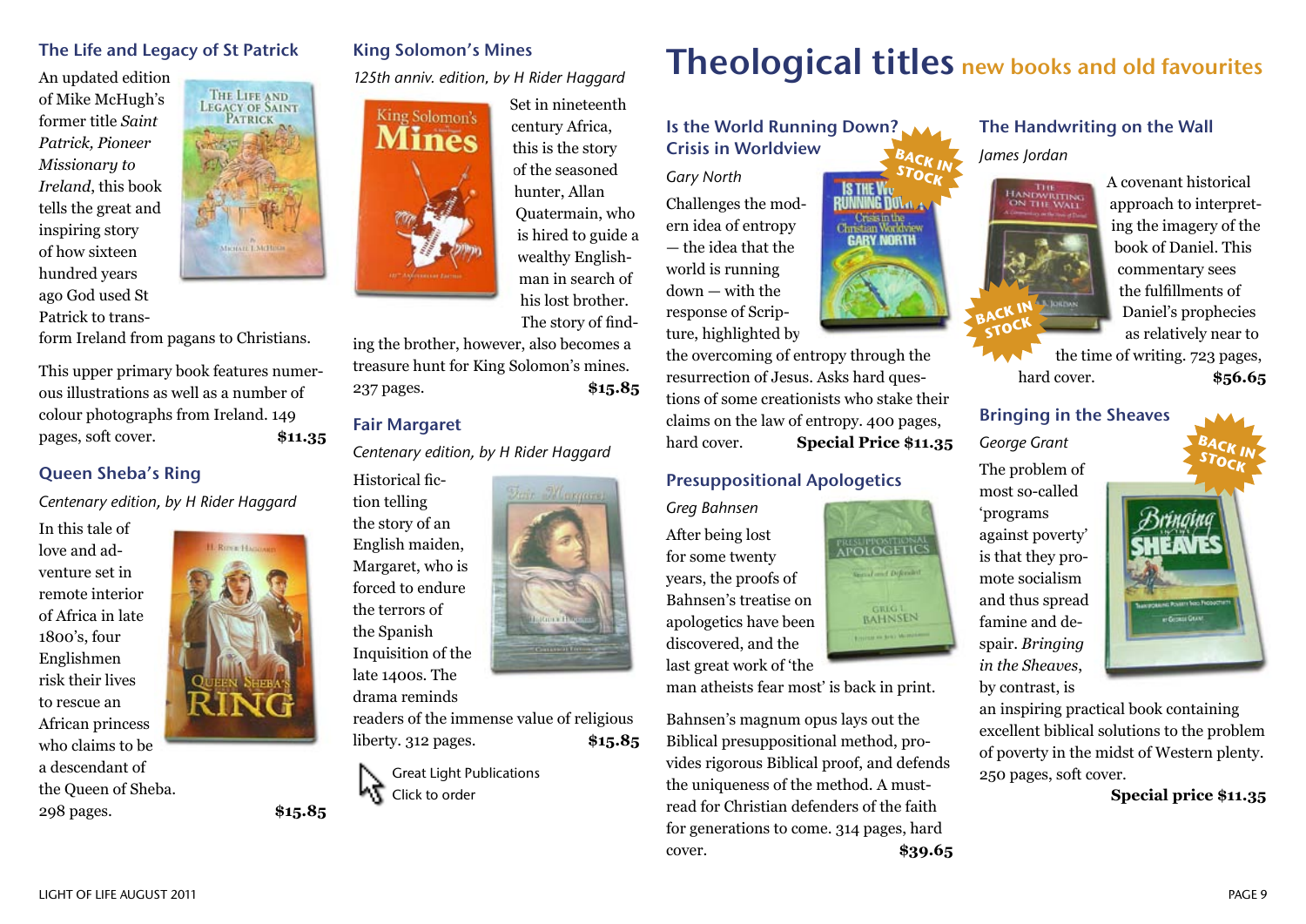# Theological titles new books and old favourites

## The Life and Legacy of St Patrick

An updated edition of Mike McHugh's former title *Saint Patrick, Pioneer Missionary to Ireland*, this book tells the great and inspiring story of how sixteen hundred years ago God used St Patrick to transform Ireland from pagans to Christians.

This upper primary book features numerous illustrations as well as a number of colour photographs from Ireland. 149 pages, soft cover. **$11.35**

## Queen Sheba's Ring

*Centenary edition, by H Rider Haggard*

In this tale of love and adventure set in remote interior of Africa in late 1800's, four Englishmen risk their lives to rescue an African princess who claims to be a descendant of the Queen of Sheba. 298 pages. **$15.85**

## King Solomon's Mines

*125th anniv. edition, by H Rider Haggard*

Set in nineteenth century Africa, this is the story of the seasoned hunter, Allan Quatermain, who is hired to guide a wealthy Englishman in search of his lost brother. The story of finding the brother, however, also becomes a treasure hunt for King Solomon's mines. 237 pages. **$15.85**

## Fair Margaret

*Centenary edition, by H Rider Haggard*

Historical fiction telling the story of an English maiden, Margaret, who is forced to endure the terrors of the Spanish Inquisition of the late 1400s. The drama reminds readers of the immense value of religious liberty. 312 pages. **$15.85**

Great Light Publications
Click to order

## Is the World Running Down? Crisis in Worldview

BACK IN STOCK

*Gary North*

Challenges the modern idea of entropy — the idea that the world is running down — with the response of Scripture, highlighted by the overcoming of entropy through the resurrection of Jesus. Asks hard questions of some creationists who stake their claims on the law of entropy. 400 pages, hard cover. **Special Price $11.35**

## Presuppositional Apologetics

*Greg Bahnsen*

After being lost for some twenty years, the proofs of Bahnsen's treatise on apologetics have been discovered, and the last great work of 'the man atheists fear most' is back in print.

Bahnsen's magnum opus lays out the Biblical presuppositional method, provides rigorous Biblical proof, and defends the uniqueness of the method. A must-read for Christian defenders of the faith for generations to come. 314 pages, hard cover. **$39.65**

## The Handwriting on the Wall

BACK IN STOCK

*James Jordan*

A covenant historical approach to interpreting the imagery of the book of Daniel. This commentary sees the fulfillments of Daniel's prophecies as relatively near to the time of writing. 723 pages, hard cover. **$56.65**

## Bringing in the Sheaves

BACK IN STOCK

*George Grant*

The problem of most so-called 'programs against poverty' is that they promote socialism and thus spread famine and despair. *Bringing in the Sheaves*, by contrast, is an inspiring practical book containing excellent biblical solutions to the problem of poverty in the midst of Western plenty. 250 pages, soft cover.

**Special price $11.35**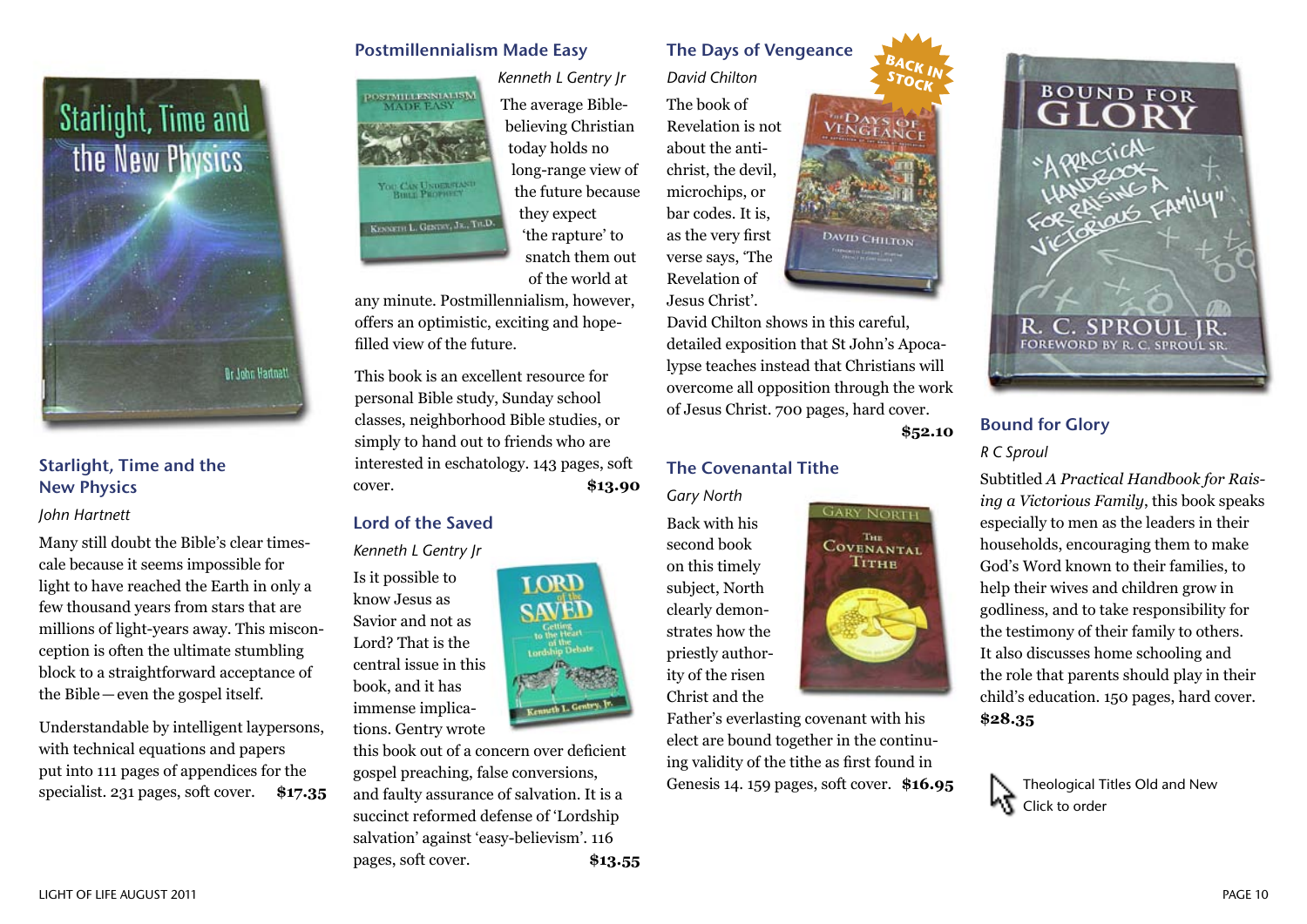## Starlight, Time and the New Physics

*John Hartnett*

Many still doubt the Bible's clear timescale because it seems impossible for light to have reached the Earth in only a few thousand years from stars that are millions of light-years away. This misconception is often the ultimate stumbling block to a straightforward acceptance of the Bible—even the gospel itself.

Understandable by intelligent laypersons, with technical equations and papers put into 111 pages of appendices for the specialist. 231 pages, soft cover. **$17.35**

## Postmillennialism Made Easy

*Kenneth L Gentry Jr*

The average Bible-believing Christian today holds no long-range view of the future because they expect 'the rapture' to snatch them out of the world at any minute. Postmillennialism, however, offers an optimistic, exciting and hope-filled view of the future.

This book is an excellent resource for personal Bible study, Sunday school classes, neighborhood Bible studies, or simply to hand out to friends who are interested in eschatology. 143 pages, soft cover. **$13.90**

## Lord of the Saved

*Kenneth L Gentry Jr*

Is it possible to know Jesus as Savior and not as Lord? That is the central issue in this book, and it has immense implications. Gentry wrote this book out of a concern over deficient gospel preaching, false conversions, and faulty assurance of salvation. It is a succinct reformed defense of 'Lordship salvation' against 'easy-believism'. 116 pages, soft cover. **$13.55**

## The Days of Vengeance

BACK IN STOCK

*David Chilton*

The book of Revelation is not about the anti-christ, the devil, microchips, or bar codes. It is, as the very first verse says, 'The Revelation of Jesus Christ'. David Chilton shows in this careful, detailed exposition that St John's Apocalypse teaches instead that Christians will overcome all opposition through the work of Jesus Christ. 700 pages, hard cover. **$52.10**

## The Covenantal Tithe

*Gary North*

Back with his second book on this timely subject, North clearly demonstrates how the priestly authority of the risen Christ and the Father's everlasting covenant with his elect are bound together in the continuing validity of the tithe as first found in Genesis 14. 159 pages, soft cover. **$16.95**

## Bound for Glory

*R C Sproul*

Subtitled *A Practical Handbook for Raising a Victorious Family*, this book speaks especially to men as the leaders in their households, encouraging them to make God's Word known to their families, to help their wives and children grow in godliness, and to take responsibility for the testimony of their family to others. It also discusses home schooling and the role that parents should play in their child's education. 150 pages, hard cover. **$28.35**

Theological Titles Old and New
Click to order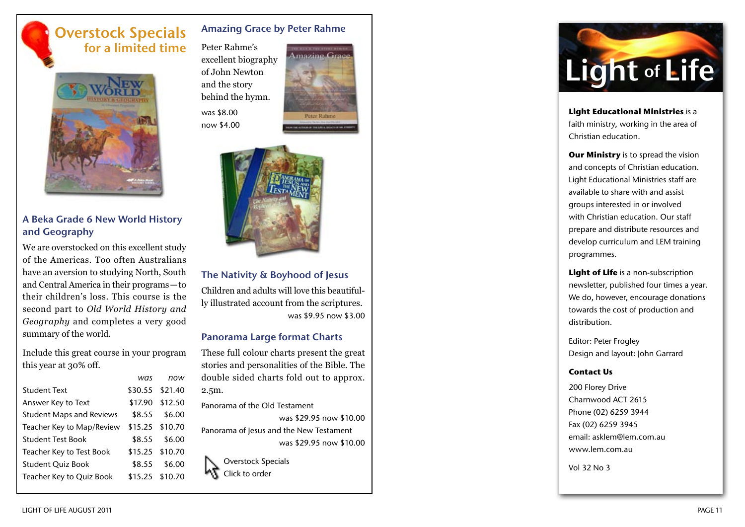# Overstock Specials
## for a limited time

### A Beka Grade 6 New World History and Geography

We are overstocked on this excellent study of the Americas. Too often Australians have an aversion to studying North, South and Central America in their programs—to their children's loss. This course is the second part to *Old World History and Geography* and completes a very good summary of the world.

Include this great course in your program this year at 30% off.

| | *was* | *now* |
|---|---|---|
| Student Text | $30.55 | $21.40 |
| Answer Key to Text | $17.90 | $12.50 |
| Student Maps and Reviews | $8.55 | $6.00 |
| Teacher Key to Map/Review | $15.25 | $10.70 |
| Student Test Book | $8.55 | $6.00 |
| Teacher Key to Test Book | $15.25 | $10.70 |
| Student Quiz Book | $8.55 | $6.00 |
| Teacher Key to Quiz Book | $15.25 | $10.70 |

### Amazing Grace by Peter Rahme

Peter Rahme's excellent biography of John Newton and the story behind the hymn.

was $8.00
now $4.00

### The Nativity & Boyhood of Jesus

Children and adults will love this beautifully illustrated account from the scriptures.

was $9.95 now $3.00

### Panorama Large format Charts

These full colour charts present the great stories and personalities of the Bible. The double sided charts fold out to approx. 2.5m.

Panorama of the Old Testament
was $29.95 now $10.00

Panorama of Jesus and the New Testament
was $29.95 now $10.00

Overstock Specials
Click to order

# Light of Life

**Light Educational Ministries** is a faith ministry, working in the area of Christian education.

**Our Ministry** is to spread the vision and concepts of Christian education. Light Educational Ministries staff are available to share with and assist groups interested in or involved with Christian education. Our staff prepare and distribute resources and develop curriculum and LEM training programmes.

**Light of Life** is a non-subscription newsletter, published four times a year. We do, however, encourage donations towards the cost of production and distribution.

Editor: Peter Frogley
Design and layout: John Garrard

**Contact Us**

200 Florey Drive
Charnwood ACT 2615
Phone (02) 6259 3944
Fax (02) 6259 3945
email: asklem@lem.com.au
www.lem.com.au

Vol 32 No 3